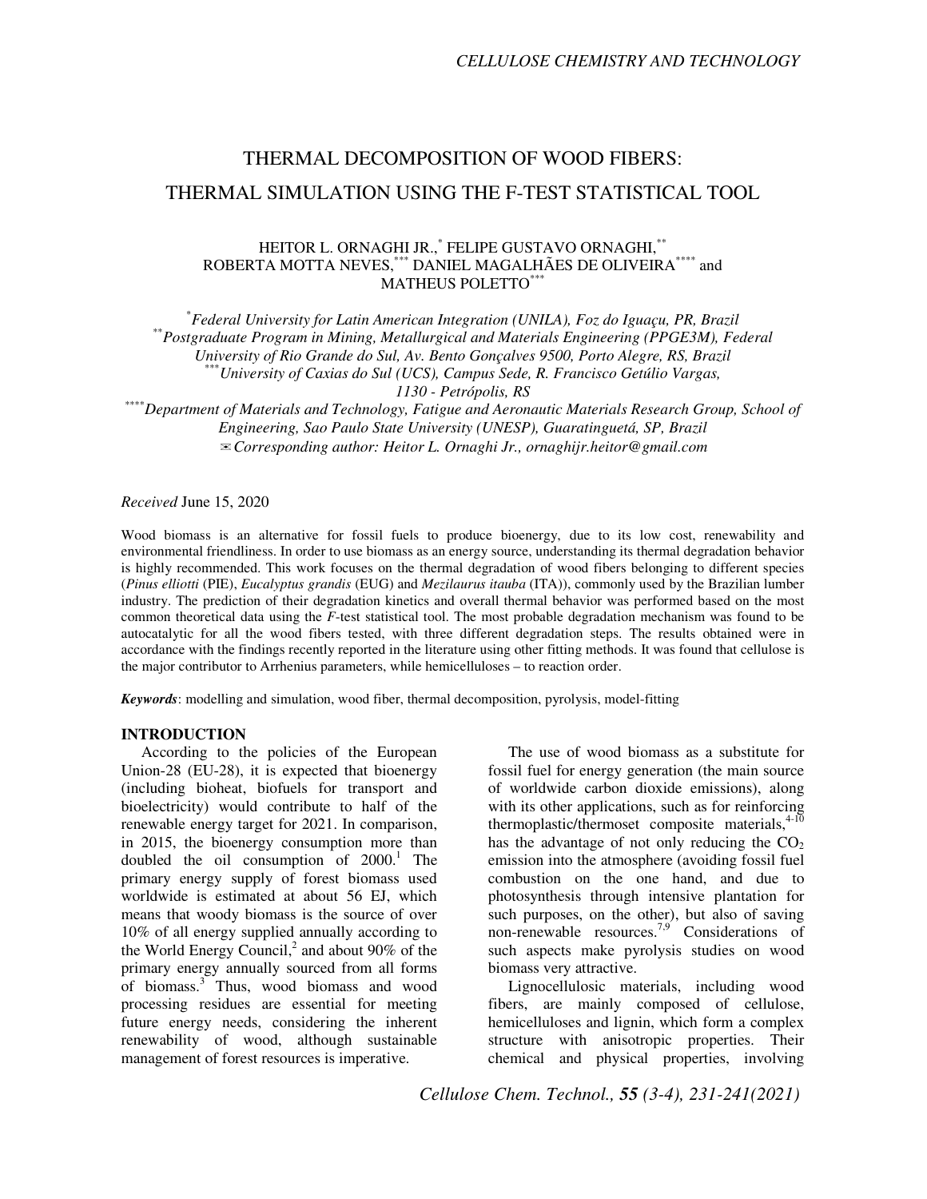# THERMAL DECOMPOSITION OF WOOD FIBERS: THERMAL SIMULATION USING THE F-TEST STATISTICAL TOOL

HEITOR L. ORNAGHI JR.,[*] FELIPE GUSTAVO ORNAGHI,[**] ROBERTA MOTTA NEVES,[***] DANIEL MAGALHÃES DE OLIVEIRA[****] and MATHEUS POLETTO[***]

[*]*Federal University for Latin American Integration (UNILA), Foz do Iguaçu, PR, Brazil*
[**]*Postgraduate Program in Mining, Metallurgical and Materials Engineering (PPGE3M), Federal University of Rio Grande do Sul, Av. Bento Gonçalves 9500, Porto Alegre, RS, Brazil*
[***]*University of Caxias do Sul (UCS), Campus Sede, R. Francisco Getúlio Vargas, 1130 - Petrópolis, RS*
[****]*Department of Materials and Technology, Fatigue and Aeronautic Materials Research Group, School of Engineering, Sao Paulo State University (UNESP), Guaratinguetá, SP, Brazil*
✉*Corresponding author: Heitor L. Ornaghi Jr., ornaghijr.heitor@gmail.com*

*Received* June 15, 2020

Wood biomass is an alternative for fossil fuels to produce bioenergy, due to its low cost, renewability and environmental friendliness. In order to use biomass as an energy source, understanding its thermal degradation behavior is highly recommended. This work focuses on the thermal degradation of wood fibers belonging to different species (*Pinus elliotti* (PIE), *Eucalyptus grandis* (EUG) and *Mezilaurus itauba* (ITA)), commonly used by the Brazilian lumber industry. The prediction of their degradation kinetics and overall thermal behavior was performed based on the most common theoretical data using the *F*-test statistical tool. The most probable degradation mechanism was found to be autocatalytic for all the wood fibers tested, with three different degradation steps. The results obtained were in accordance with the findings recently reported in the literature using other fitting methods. It was found that cellulose is the major contributor to Arrhenius parameters, while hemicelluloses – to reaction order.

***Keywords***: modelling and simulation, wood fiber, thermal decomposition, pyrolysis, model-fitting

## INTRODUCTION

According to the policies of the European Union-28 (EU-28), it is expected that bioenergy (including bioheat, biofuels for transport and bioelectricity) would contribute to half of the renewable energy target for 2021. In comparison, in 2015, the bioenergy consumption more than doubled the oil consumption of 2000.[1] The primary energy supply of forest biomass used worldwide is estimated at about 56 EJ, which means that woody biomass is the source of over 10% of all energy supplied annually according to the World Energy Council,[2] and about 90% of the primary energy annually sourced from all forms of biomass.[3] Thus, wood biomass and wood processing residues are essential for meeting future energy needs, considering the inherent renewability of wood, although sustainable management of forest resources is imperative.

The use of wood biomass as a substitute for fossil fuel for energy generation (the main source of worldwide carbon dioxide emissions), along with its other applications, such as for reinforcing thermoplastic/thermoset composite materials,[4-10] has the advantage of not only reducing the $CO_2$ emission into the atmosphere (avoiding fossil fuel combustion on the one hand, and due to photosynthesis through intensive plantation for such purposes, on the other), but also of saving non-renewable resources.[7,9] Considerations of such aspects make pyrolysis studies on wood biomass very attractive.

Lignocellulosic materials, including wood fibers, are mainly composed of cellulose, hemicelluloses and lignin, which form a complex structure with anisotropic properties. Their chemical and physical properties, involving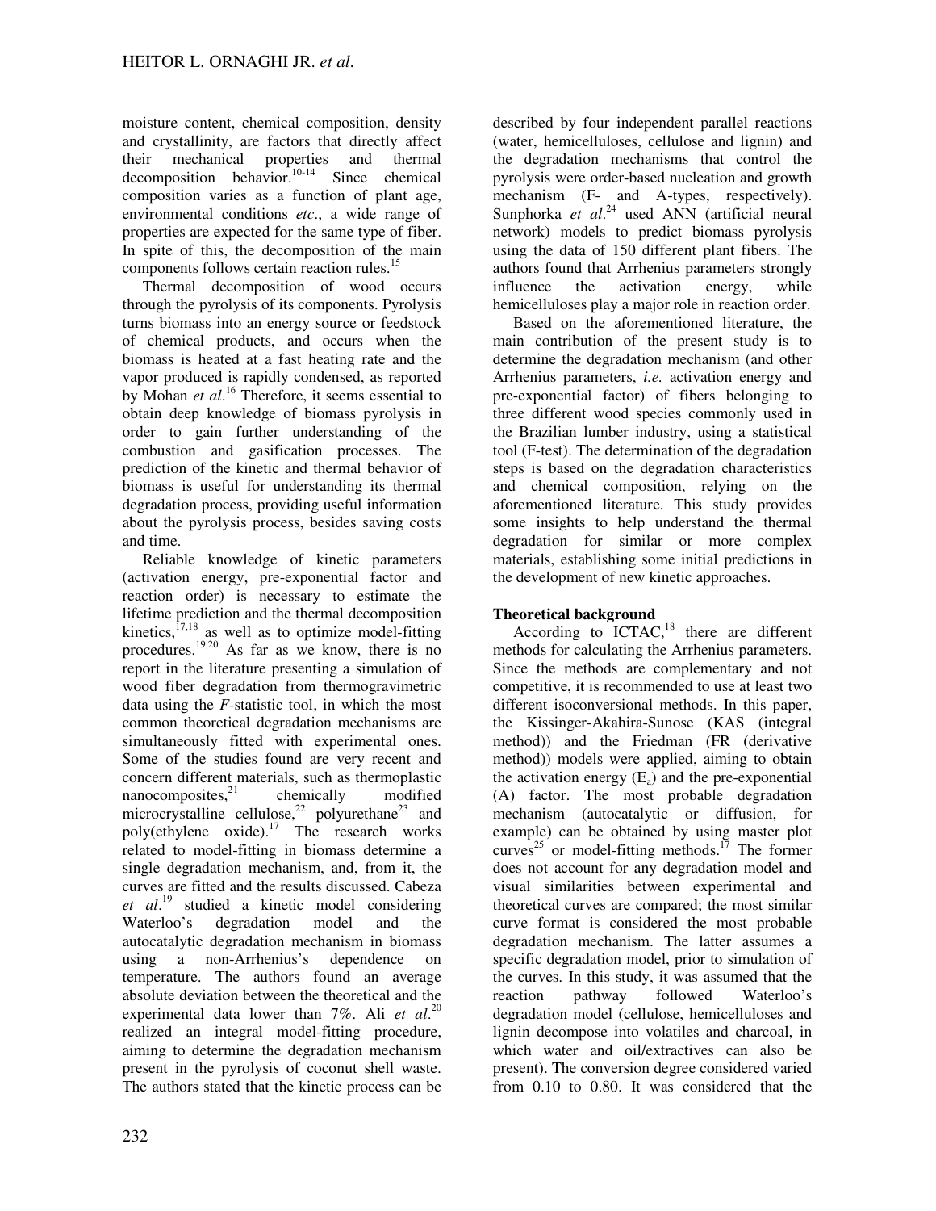moisture content, chemical composition, density and crystallinity, are factors that directly affect their mechanical properties and thermal decomposition behavior.[10-14] Since chemical composition varies as a function of plant age, environmental conditions *etc*., a wide range of properties are expected for the same type of fiber. In spite of this, the decomposition of the main components follows certain reaction rules.[15]

Thermal decomposition of wood occurs through the pyrolysis of its components. Pyrolysis turns biomass into an energy source or feedstock of chemical products, and occurs when the biomass is heated at a fast heating rate and the vapor produced is rapidly condensed, as reported by Mohan *et al*.[16] Therefore, it seems essential to obtain deep knowledge of biomass pyrolysis in order to gain further understanding of the combustion and gasification processes. The prediction of the kinetic and thermal behavior of biomass is useful for understanding its thermal degradation process, providing useful information about the pyrolysis process, besides saving costs and time.

Reliable knowledge of kinetic parameters (activation energy, pre-exponential factor and reaction order) is necessary to estimate the lifetime prediction and the thermal decomposition kinetics,[17,18] as well as to optimize model-fitting procedures.[19,20] As far as we know, there is no report in the literature presenting a simulation of wood fiber degradation from thermogravimetric data using the *F*-statistic tool, in which the most common theoretical degradation mechanisms are simultaneously fitted with experimental ones. Some of the studies found are very recent and concern different materials, such as thermoplastic nanocomposites,[21] chemically modified microcrystalline cellulose,[22] polyurethane[23] and poly(ethylene oxide).[17] The research works related to model-fitting in biomass determine a single degradation mechanism, and, from it, the curves are fitted and the results discussed. Cabeza *et al*.[19] studied a kinetic model considering Waterloo's degradation model and the autocatalytic degradation mechanism in biomass using a non-Arrhenius's dependence on temperature. The authors found an average absolute deviation between the theoretical and the experimental data lower than 7%. Ali *et al*.[20] realized an integral model-fitting procedure, aiming to determine the degradation mechanism present in the pyrolysis of coconut shell waste. The authors stated that the kinetic process can be described by four independent parallel reactions (water, hemicelluloses, cellulose and lignin) and the degradation mechanisms that control the pyrolysis were order-based nucleation and growth mechanism (F- and A-types, respectively). Sunphorka *et al*.[24] used ANN (artificial neural network) models to predict biomass pyrolysis using the data of 150 different plant fibers. The authors found that Arrhenius parameters strongly influence the activation energy, while hemicelluloses play a major role in reaction order.

Based on the aforementioned literature, the main contribution of the present study is to determine the degradation mechanism (and other Arrhenius parameters, *i.e.* activation energy and pre-exponential factor) of fibers belonging to three different wood species commonly used in the Brazilian lumber industry, using a statistical tool (F-test). The determination of the degradation steps is based on the degradation characteristics and chemical composition, relying on the aforementioned literature. This study provides some insights to help understand the thermal degradation for similar or more complex materials, establishing some initial predictions in the development of new kinetic approaches.

## Theoretical background

According to ICTAC,[18] there are different methods for calculating the Arrhenius parameters. Since the methods are complementary and not competitive, it is recommended to use at least two different isoconversional methods. In this paper, the Kissinger-Akahira-Sunose (KAS (integral method)) and the Friedman (FR (derivative method)) models were applied, aiming to obtain the activation energy ($E_a$) and the pre-exponential (A) factor. The most probable degradation mechanism (autocatalytic or diffusion, for example) can be obtained by using master plot curves[25] or model-fitting methods.[17] The former does not account for any degradation model and visual similarities between experimental and theoretical curves are compared; the most similar curve format is considered the most probable degradation mechanism. The latter assumes a specific degradation model, prior to simulation of the curves. In this study, it was assumed that the reaction pathway followed Waterloo's degradation model (cellulose, hemicelluloses and lignin decompose into volatiles and charcoal, in which water and oil/extractives can also be present). The conversion degree considered varied from 0.10 to 0.80. It was considered that the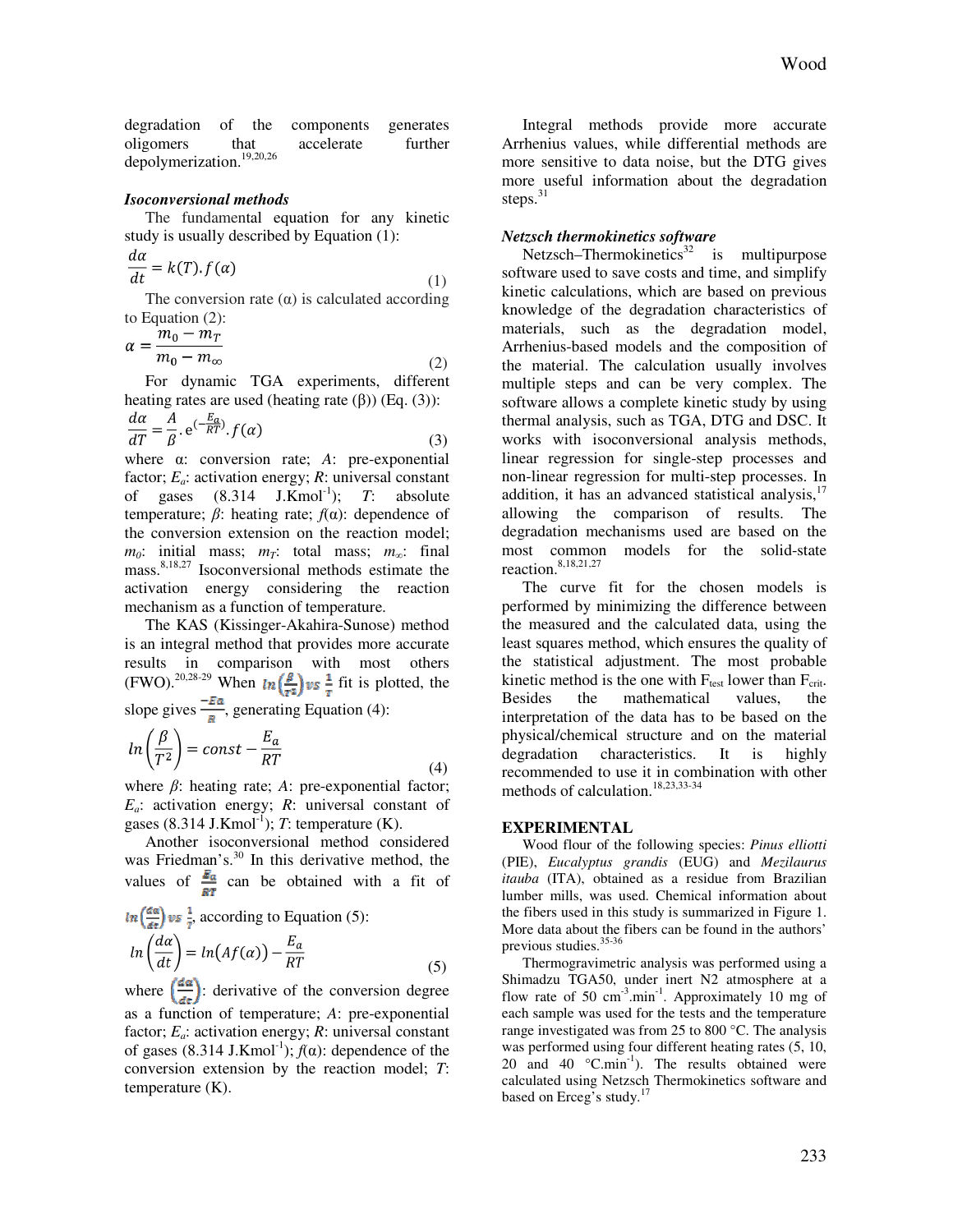degradation of the components generates oligomers that accelerate further depolymerization.[19,20,26]

### *Isoconversional methods*

The fundamental equation for any kinetic study is usually described by Equation (1):

$$\frac{d\alpha}{dt} = k(T).f(\alpha) \tag{1}$$

The conversion rate (α) is calculated according to Equation (2):

$$\alpha = \frac{m_0 - m_T}{m_0 - m_\infty} \tag{2}$$

For dynamic TGA experiments, different heating rates are used (heating rate (β)) (Eq. (3)):

$$\frac{d\alpha}{dT} = \frac{A}{\beta}.\mathrm{e}^{(-\frac{E_a}{RT})}.f(\alpha) \tag{3}$$

where α: conversion rate; *A*: pre-exponential factor; $E_a$: activation energy; *R*: universal constant of gases (8.314 $J.Kmol^{-1}$); *T*: absolute temperature; *β*: heating rate; *f*(α): dependence of the conversion extension on the reaction model; $m_0$: initial mass; $m_T$: total mass; $m_\infty$: final mass.[8,18,27] Isoconversional methods estimate the activation energy considering the reaction mechanism as a function of temperature.

The KAS (Kissinger-Akahira-Sunose) method is an integral method that provides more accurate results in comparison with most others (FWO).[20,28-29] When $ln\left(\frac{\beta}{T^2}\right) vs\ \frac{1}{T}$ fit is plotted, the slope gives $\frac{-Ea}{R}$, generating Equation (4):

$$ln\left(\frac{\beta}{T^2}\right) = const - \frac{E_a}{RT} \tag{4}$$

where *β*: heating rate; *A*: pre-exponential factor; $E_a$: activation energy; *R*: universal constant of gases (8.314 $J.Kmol^{-1}$); *T*: temperature (K).

Another isoconversional method considered was Friedman's.[30] In this derivative method, the values of $\frac{E_a}{RT}$ can be obtained with a fit of $ln\left(\frac{d\alpha}{dt}\right) vs\ \frac{1}{T}$, according to Equation (5):

$$ln\left(\frac{d\alpha}{dt}\right) = ln\big(Af(\alpha)\big) - \frac{E_a}{RT} \tag{5}$$

where $\left(\frac{d\alpha}{dt}\right)$: derivative of the conversion degree as a function of temperature; *A*: pre-exponential factor; $E_a$: activation energy; *R*: universal constant of gases (8.314 $J.Kmol^{-1}$); *f*(α): dependence of the conversion extension by the reaction model; *T*: temperature (K).

Integral methods provide more accurate Arrhenius values, while differential methods are more sensitive to data noise, but the DTG gives more useful information about the degradation steps.[31]

### *Netzsch thermokinetics software*

Netzsch–Thermokinetics[32] is multipurpose software used to save costs and time, and simplify kinetic calculations, which are based on previous knowledge of the degradation characteristics of materials, such as the degradation model, Arrhenius-based models and the composition of the material. The calculation usually involves multiple steps and can be very complex. The software allows a complete kinetic study by using thermal analysis, such as TGA, DTG and DSC. It works with isoconversional analysis methods, linear regression for single-step processes and non-linear regression for multi-step processes. In addition, it has an advanced statistical analysis,[17] allowing the comparison of results. The degradation mechanisms used are based on the most common models for the solid-state reaction.[8,18,21,27]

The curve fit for the chosen models is performed by minimizing the difference between the measured and the calculated data, using the least squares method, which ensures the quality of the statistical adjustment. The most probable kinetic method is the one with $F_{test}$ lower than $F_{crit}$. Besides the mathematical values, the interpretation of the data has to be based on the physical/chemical structure and on the material degradation characteristics. It is highly recommended to use it in combination with other methods of calculation.[18,23,33-34]

## EXPERIMENTAL

Wood flour of the following species: *Pinus elliotti* (PIE), *Eucalyptus grandis* (EUG) and *Mezilaurus itauba* (ITA), obtained as a residue from Brazilian lumber mills, was used. Chemical information about the fibers used in this study is summarized in Figure 1. More data about the fibers can be found in the authors' previous studies.[35-36]

Thermogravimetric analysis was performed using a Shimadzu TGA50, under inert N2 atmosphere at a flow rate of 50 $cm^{-3}.min^{-1}$. Approximately 10 mg of each sample was used for the tests and the temperature range investigated was from 25 to 800 °C. The analysis was performed using four different heating rates (5, 10, 20 and 40 $°C.min^{-1}$). The results obtained were calculated using Netzsch Thermokinetics software and based on Erceg's study.[17]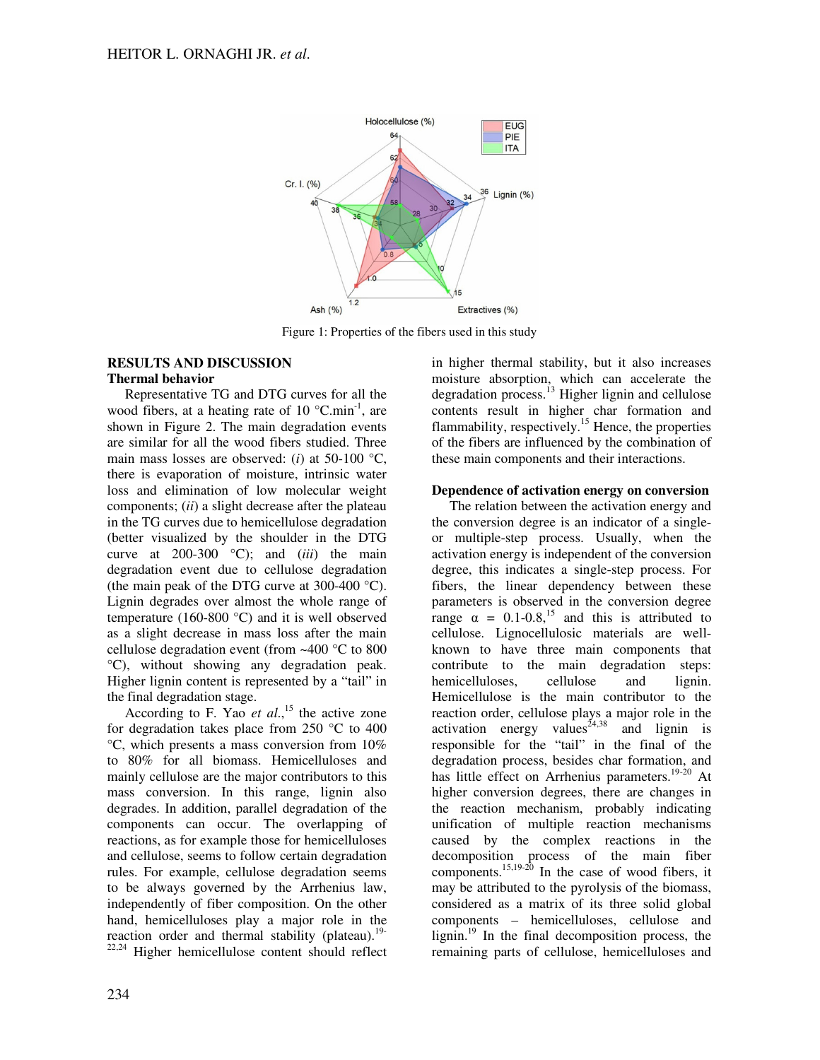Figure 1: Properties of the fibers used in this study

## RESULTS AND DISCUSSION

### Thermal behavior

Representative TG and DTG curves for all the wood fibers, at a heating rate of 10 °C.min$^{-1}$, are shown in Figure 2. The main degradation events are similar for all the wood fibers studied. Three main mass losses are observed: (*i*) at 50-100 °C, there is evaporation of moisture, intrinsic water loss and elimination of low molecular weight components; (*ii*) a slight decrease after the plateau in the TG curves due to hemicellulose degradation (better visualized by the shoulder in the DTG curve at 200-300 °C); and (*iii*) the main degradation event due to cellulose degradation (the main peak of the DTG curve at 300-400 °C). Lignin degrades over almost the whole range of temperature (160-800 °C) and it is well observed as a slight decrease in mass loss after the main cellulose degradation event (from ~400 °C to 800 °C), without showing any degradation peak. Higher lignin content is represented by a "tail" in the final degradation stage.

According to F. Yao *et al.*,[15] the active zone for degradation takes place from 250 °C to 400 °C, which presents a mass conversion from 10% to 80% for all biomass. Hemicelluloses and mainly cellulose are the major contributors to this mass conversion. In this range, lignin also degrades. In addition, parallel degradation of the components can occur. The overlapping of reactions, as for example those for hemicelluloses and cellulose, seems to follow certain degradation rules. For example, cellulose degradation seems to be always governed by the Arrhenius law, independently of fiber composition. On the other hand, hemicelluloses play a major role in the reaction order and thermal stability (plateau).[19-22,24] Higher hemicellulose content should reflect in higher thermal stability, but it also increases moisture absorption, which can accelerate the degradation process.[13] Higher lignin and cellulose contents result in higher char formation and flammability, respectively.[15] Hence, the properties of the fibers are influenced by the combination of these main components and their interactions.

### Dependence of activation energy on conversion

The relation between the activation energy and the conversion degree is an indicator of a single- or multiple-step process. Usually, when the activation energy is independent of the conversion degree, this indicates a single-step process. For fibers, the linear dependency between these parameters is observed in the conversion degree range $\alpha$ = 0.1-0.8,[15] and this is attributed to cellulose. Lignocellulosic materials are well-known to have three main components that contribute to the main degradation steps: hemicelluloses, cellulose and lignin. Hemicellulose is the main contributor to the reaction order, cellulose plays a major role in the activation energy values[24,38] and lignin is responsible for the "tail" in the final of the degradation process, besides char formation, and has little effect on Arrhenius parameters.[19-20] At higher conversion degrees, there are changes in the reaction mechanism, probably indicating unification of multiple reaction mechanisms caused by the complex reactions in the decomposition process of the main fiber components.[15,19-20] In the case of wood fibers, it may be attributed to the pyrolysis of the biomass, considered as a matrix of its three solid global components – hemicelluloses, cellulose and lignin.[19] In the final decomposition process, the remaining parts of cellulose, hemicelluloses and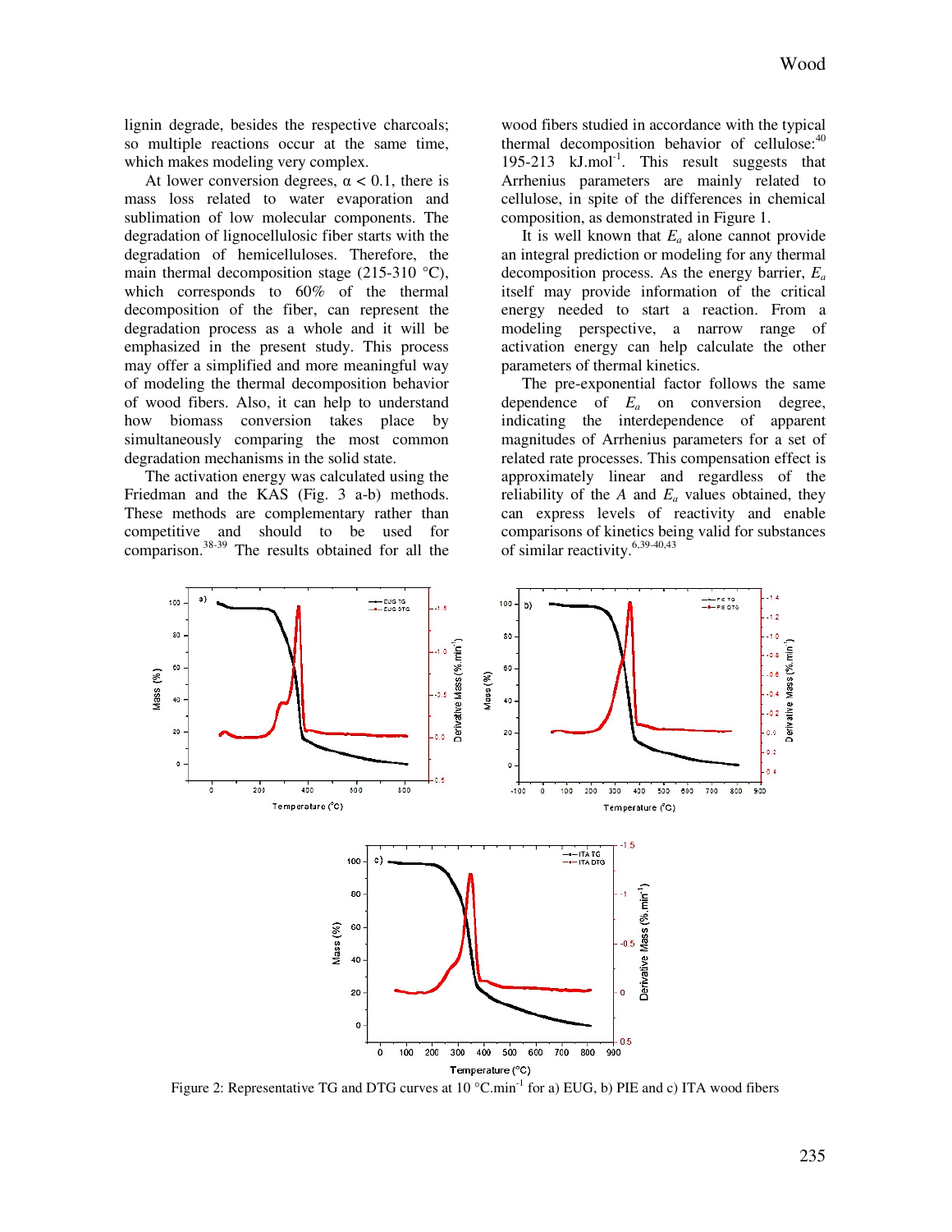lignin degrade, besides the respective charcoals; so multiple reactions occur at the same time, which makes modeling very complex.

At lower conversion degrees, $\alpha < 0.1$, there is mass loss related to water evaporation and sublimation of low molecular components. The degradation of lignocellulosic fiber starts with the degradation of hemicelluloses. Therefore, the main thermal decomposition stage (215-310 °C), which corresponds to 60% of the thermal decomposition of the fiber, can represent the degradation process as a whole and it will be emphasized in the present study. This process may offer a simplified and more meaningful way of modeling the thermal decomposition behavior of wood fibers. Also, it can help to understand how biomass conversion takes place by simultaneously comparing the most common degradation mechanisms in the solid state.

The activation energy was calculated using the Friedman and the KAS (Fig. 3 a-b) methods. These methods are complementary rather than competitive and should to be used for comparison.[38-39] The results obtained for all the wood fibers studied in accordance with the typical thermal decomposition behavior of cellulose:[40] 195-213 kJ.mol$^{-1}$. This result suggests that Arrhenius parameters are mainly related to cellulose, in spite of the differences in chemical composition, as demonstrated in Figure 1.

It is well known that $E_a$ alone cannot provide an integral prediction or modeling for any thermal decomposition process. As the energy barrier, $E_a$ itself may provide information of the critical energy needed to start a reaction. From a modeling perspective, a narrow range of activation energy can help calculate the other parameters of thermal kinetics.

The pre-exponential factor follows the same dependence of $E_a$ on conversion degree, indicating the interdependence of apparent magnitudes of Arrhenius parameters for a set of related rate processes. This compensation effect is approximately linear and regardless of the reliability of the $A$ and $E_a$ values obtained, they can express levels of reactivity and enable comparisons of kinetics being valid for substances of similar reactivity.[6,39-40,43]

Figure 2: Representative TG and DTG curves at 10 °C.min$^{-1}$ for a) EUG, b) PIE and c) ITA wood fibers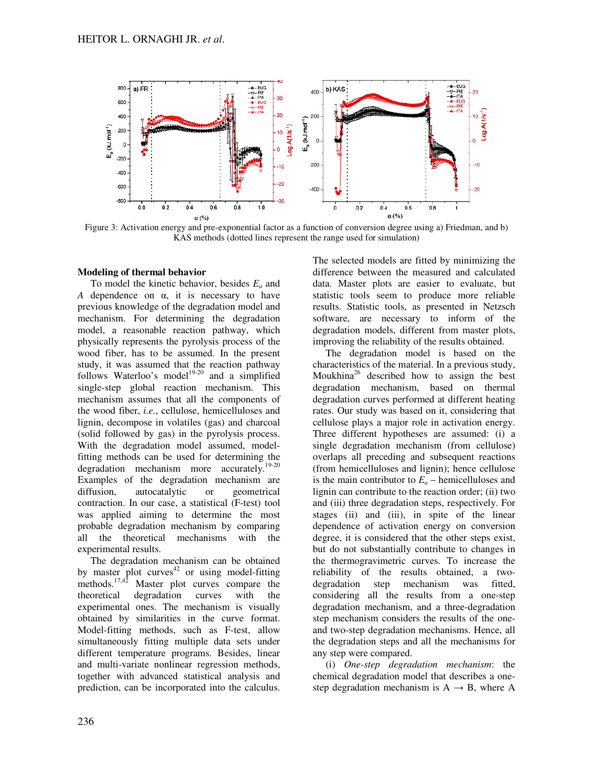Figure 3: Activation energy and pre-exponential factor as a function of conversion degree using a) Friedman, and b) KAS methods (dotted lines represent the range used for simulation)

### Modeling of thermal behavior

To model the kinetic behavior, besides $E_a$ and $A$ dependence on α, it is necessary to have previous knowledge of the degradation model and mechanism. For determining the degradation model, a reasonable reaction pathway, which physically represents the pyrolysis process of the wood fiber, has to be assumed. In the present study, it was assumed that the reaction pathway follows Waterloo's model[19-20] and a simplified single-step global reaction mechanism. This mechanism assumes that all the components of the wood fiber, *i.e.*, cellulose, hemicelluloses and lignin, decompose in volatiles (gas) and charcoal (solid followed by gas) in the pyrolysis process. With the degradation model assumed, model-fitting methods can be used for determining the degradation mechanism more accurately.[19-20] Examples of the degradation mechanism are diffusion, autocatalytic or geometrical contraction. In our case, a statistical (F-test) tool was applied aiming to determine the most probable degradation mechanism by comparing all the theoretical mechanisms with the experimental results.

The degradation mechanism can be obtained by master plot curves[42] or using model-fitting methods.[17,42] Master plot curves compare the theoretical degradation curves with the experimental ones. The mechanism is visually obtained by similarities in the curve format. Model-fitting methods, such as F-test, allow simultaneously fitting multiple data sets under different temperature programs. Besides, linear and multi-variate nonlinear regression methods, together with advanced statistical analysis and prediction, can be incorporated into the calculus. The selected models are fitted by minimizing the difference between the measured and calculated data. Master plots are easier to evaluate, but statistic tools seem to produce more reliable results. Statistic tools, as presented in Netzsch software, are necessary to inform of the degradation models, different from master plots, improving the reliability of the results obtained.

The degradation model is based on the characteristics of the material. In a previous study, Moukhina[26] described how to assign the best degradation mechanism, based on thermal degradation curves performed at different heating rates. Our study was based on it, considering that cellulose plays a major role in activation energy. Three different hypotheses are assumed: (i) a single degradation mechanism (from cellulose) overlaps all preceding and subsequent reactions (from hemicelluloses and lignin); hence cellulose is the main contributor to $E_a$ – hemicelluloses and lignin can contribute to the reaction order; (ii) two and (iii) three degradation steps, respectively. For stages (ii) and (iii), in spite of the linear dependence of activation energy on conversion degree, it is considered that the other steps exist, but do not substantially contribute to changes in the thermogravimetric curves. To increase the reliability of the results obtained, a two-degradation step mechanism was fitted, considering all the results from a one-step degradation mechanism, and a three-degradation step mechanism considers the results of the one- and two-step degradation mechanisms. Hence, all the degradation steps and all the mechanisms for any step were compared.

(i) *One-step degradation mechanism*: the chemical degradation model that describes a one-step degradation mechanism is A → B, where A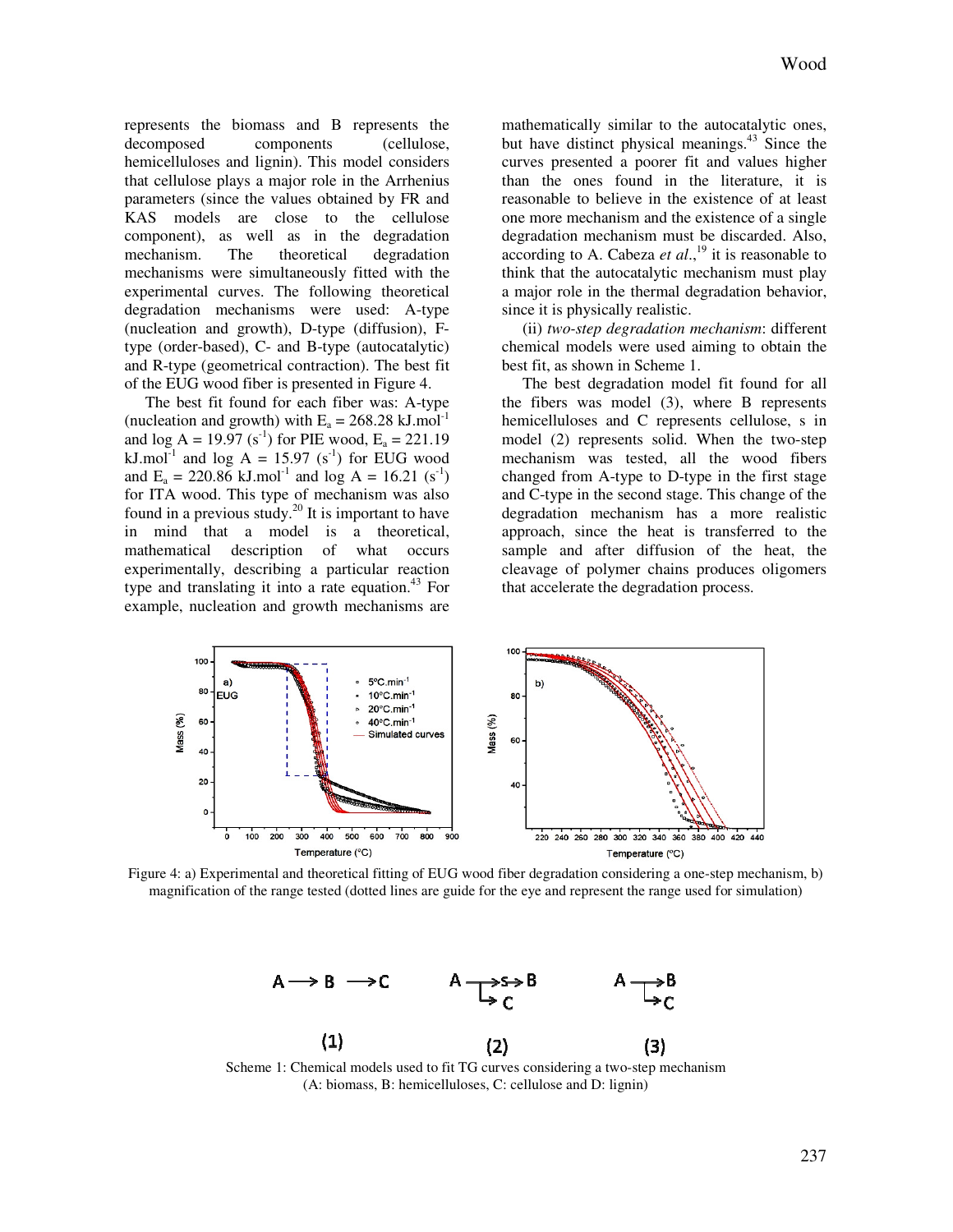represents the biomass and B represents the decomposed components (cellulose, hemicelluloses and lignin). This model considers that cellulose plays a major role in the Arrhenius parameters (since the values obtained by FR and KAS models are close to the cellulose component), as well as in the degradation mechanism. The theoretical degradation mechanisms were simultaneously fitted with the experimental curves. The following theoretical degradation mechanisms were used: A-type (nucleation and growth), D-type (diffusion), F-type (order-based), C- and B-type (autocatalytic) and R-type (geometrical contraction). The best fit of the EUG wood fiber is presented in Figure 4.

The best fit found for each fiber was: A-type (nucleation and growth) with $E_a$ = 268.28 kJ.mol$^{-1}$ and log A = 19.97 (s$^{-1}$) for PIE wood, $E_a$ = 221.19 kJ.mol$^{-1}$ and log A = 15.97 (s$^{-1}$) for EUG wood and $E_a$ = 220.86 kJ.mol$^{-1}$ and log A = 16.21 (s$^{-1}$) for ITA wood. This type of mechanism was also found in a previous study.[20] It is important to have in mind that a model is a theoretical, mathematical description of what occurs experimentally, describing a particular reaction type and translating it into a rate equation.[43] For example, nucleation and growth mechanisms are mathematically similar to the autocatalytic ones, but have distinct physical meanings.[43] Since the curves presented a poorer fit and values higher than the ones found in the literature, it is reasonable to believe in the existence of at least one more mechanism and the existence of a single degradation mechanism must be discarded. Also, according to A. Cabeza *et al.*,[19] it is reasonable to think that the autocatalytic mechanism must play a major role in the thermal degradation behavior, since it is physically realistic.

(ii) *two-step degradation mechanism*: different chemical models were used aiming to obtain the best fit, as shown in Scheme 1.

The best degradation model fit found for all the fibers was model (3), where B represents hemicelluloses and C represents cellulose, s in model (2) represents solid. When the two-step mechanism was tested, all the wood fibers changed from A-type to D-type in the first stage and C-type in the second stage. This change of the degradation mechanism has a more realistic approach, since the heat is transferred to the sample and after diffusion of the heat, the cleavage of polymer chains produces oligomers that accelerate the degradation process.

Figure 4: a) Experimental and theoretical fitting of EUG wood fiber degradation considering a one-step mechanism, b) magnification of the range tested (dotted lines are guide for the eye and represent the range used for simulation)

Scheme 1: Chemical models used to fit TG curves considering a two-step mechanism (A: biomass, B: hemicelluloses, C: cellulose and D: lignin)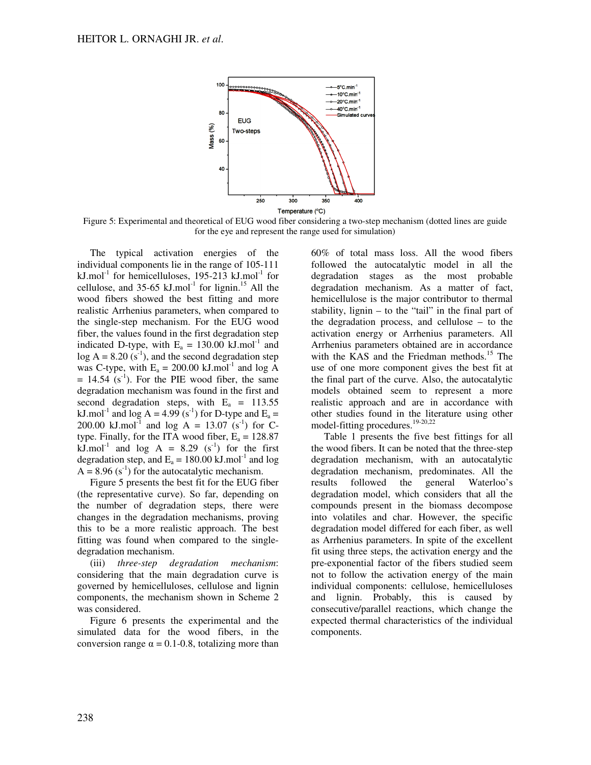Figure 5: Experimental and theoretical of EUG wood fiber considering a two-step mechanism (dotted lines are guide for the eye and represent the range used for simulation)

The typical activation energies of the individual components lie in the range of 105-111 kJ.mol$^{-1}$ for hemicelluloses, 195-213 kJ.mol$^{-1}$ for cellulose, and 35-65 kJ.mol$^{-1}$ for lignin.[15] All the wood fibers showed the best fitting and more realistic Arrhenius parameters, when compared to the single-step mechanism. For the EUG wood fiber, the values found in the first degradation step indicated D-type, with $E_a$ = 130.00 kJ.mol$^{-1}$ and log A = 8.20 (s$^{-1}$), and the second degradation step was C-type, with $E_a$ = 200.00 kJ.mol$^{-1}$ and log A = 14.54 (s$^{-1}$). For the PIE wood fiber, the same degradation mechanism was found in the first and second degradation steps, with $E_a$ = 113.55 kJ.mol$^{-1}$ and log A = 4.99 (s$^{-1}$) for D-type and $E_a$ = 200.00 kJ.mol$^{-1}$ and log A = 13.07 (s$^{-1}$) for C-type. Finally, for the ITA wood fiber, $E_a$ = 128.87 kJ.mol$^{-1}$ and log A = 8.29 (s$^{-1}$) for the first degradation step, and $E_a$ = 180.00 kJ.mol$^{-1}$ and log A = 8.96 (s$^{-1}$) for the autocatalytic mechanism.

Figure 5 presents the best fit for the EUG fiber (the representative curve). So far, depending on the number of degradation steps, there were changes in the degradation mechanisms, proving this to be a more realistic approach. The best fitting was found when compared to the single-degradation mechanism.

(iii) *three-step degradation mechanism*: considering that the main degradation curve is governed by hemicelluloses, cellulose and lignin components, the mechanism shown in Scheme 2 was considered.

Figure 6 presents the experimental and the simulated data for the wood fibers, in the conversion range $\alpha$ = 0.1-0.8, totalizing more than 60% of total mass loss. All the wood fibers followed the autocatalytic model in all the degradation stages as the most probable degradation mechanism. As a matter of fact, hemicellulose is the major contributor to thermal stability, lignin – to the "tail" in the final part of the degradation process, and cellulose – to the activation energy or Arrhenius parameters. All Arrhenius parameters obtained are in accordance with the KAS and the Friedman methods.[15] The use of one more component gives the best fit at the final part of the curve. Also, the autocatalytic models obtained seem to represent a more realistic approach and are in accordance with other studies found in the literature using other model-fitting procedures.[19-20,22]

Table 1 presents the five best fittings for all the wood fibers. It can be noted that the three-step degradation mechanism, with an autocatalytic degradation mechanism, predominates. All the results followed the general Waterloo's degradation model, which considers that all the compounds present in the biomass decompose into volatiles and char. However, the specific degradation model differed for each fiber, as well as Arrhenius parameters. In spite of the excellent fit using three steps, the activation energy and the pre-exponential factor of the fibers studied seem not to follow the activation energy of the main individual components: cellulose, hemicelluloses and lignin. Probably, this is caused by consecutive/parallel reactions, which change the expected thermal characteristics of the individual components.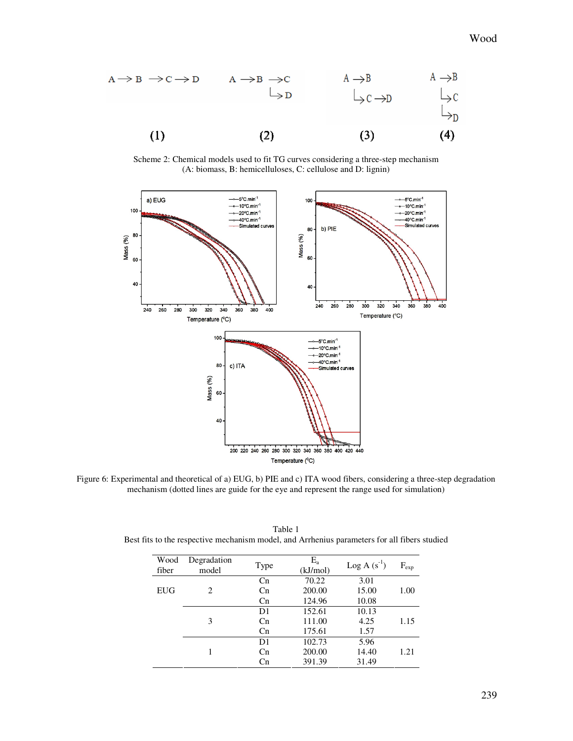Scheme 2: Chemical models used to fit TG curves considering a three-step mechanism (A: biomass, B: hemicelluloses, C: cellulose and D: lignin)

Figure 6: Experimental and theoretical of a) EUG, b) PIE and c) ITA wood fibers, considering a three-step degradation mechanism (dotted lines are guide for the eye and represent the range used for simulation)

Table 1
Best fits to the respective mechanism model, and Arrhenius parameters for all fibers studied

| Wood fiber | Degradation model | Type | $E_a$ (kJ/mol) | Log A ($s^{-1}$) | $F_{exp}$ |
|---|---|---|---|---|---|
| EUG | 2 | Cn | 70.22 | 3.01 | 1.00 |
| | | Cn | 200.00 | 15.00 | |
| | | Cn | 124.96 | 10.08 | |
| | 3 | D1 | 152.61 | 10.13 | 1.15 |
| | | Cn | 111.00 | 4.25 | |
| | | Cn | 175.61 | 1.57 | |
| | 1 | D1 | 102.73 | 5.96 | 1.21 |
| | | Cn | 200.00 | 14.40 | |
| | | Cn | 391.39 | 31.49 | |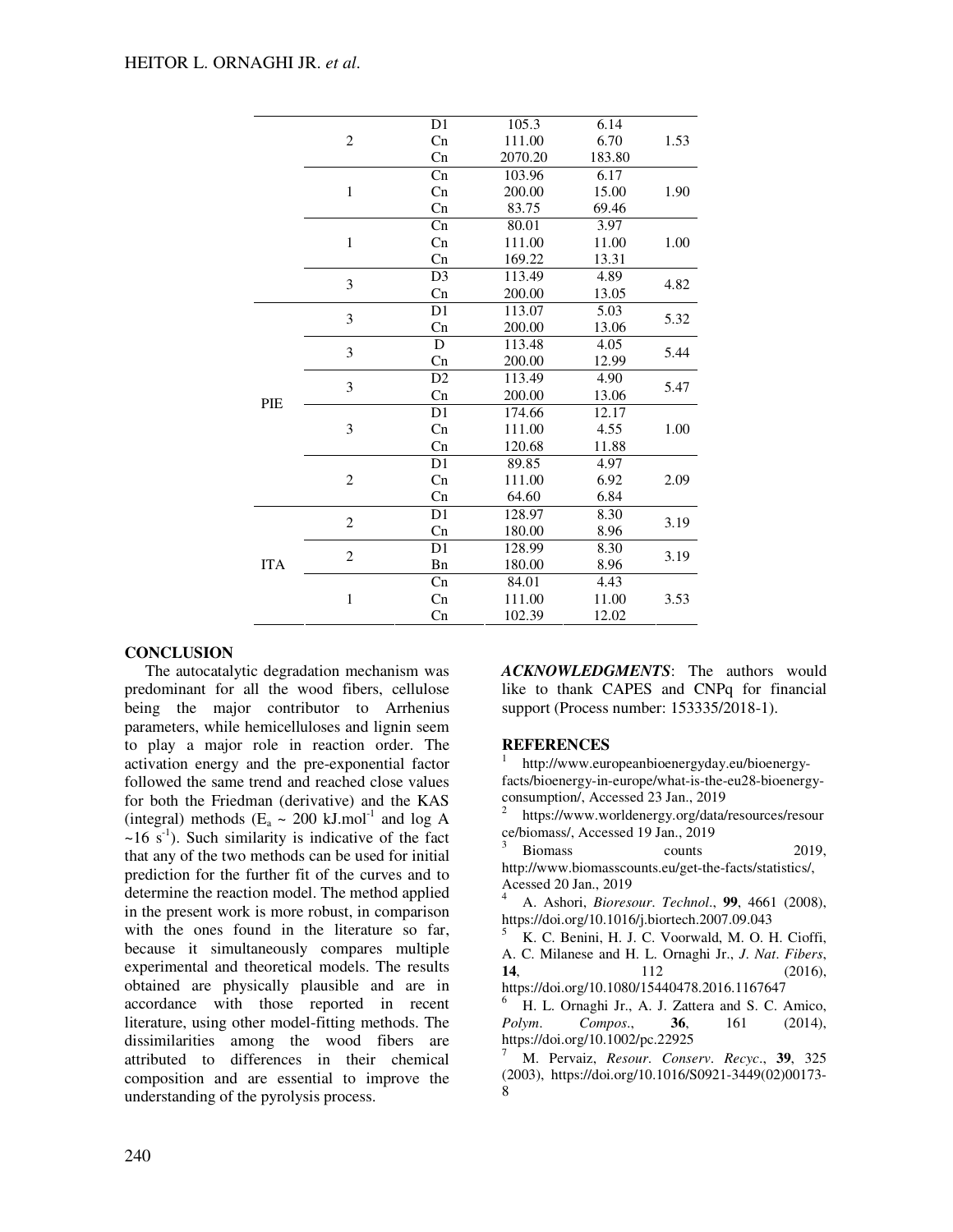| | | | | | |
|---|---|---|---|---|---|
| | 2 | D1 | 105.3 | 6.14 | 1.53 |
| | | Cn | 111.00 | 6.70 | |
| | | Cn | 2070.20 | 183.80 | |
| | 1 | Cn | 103.96 | 6.17 | 1.90 |
| | | Cn | 200.00 | 15.00 | |
| | | Cn | 83.75 | 69.46 | |
| | 1 | Cn | 80.01 | 3.97 | 1.00 |
| | | Cn | 111.00 | 11.00 | |
| | | Cn | 169.22 | 13.31 | |
| | 3 | D3 | 113.49 | 4.89 | 4.82 |
| | | Cn | 200.00 | 13.05 | |
| PIE | 3 | D1 | 113.07 | 5.03 | 5.32 |
| | | Cn | 200.00 | 13.06 | |
| | 3 | D | 113.48 | 4.05 | 5.44 |
| | | Cn | 200.00 | 12.99 | |
| | 3 | D2 | 113.49 | 4.90 | 5.47 |
| | | Cn | 200.00 | 13.06 | |
| | 3 | D1 | 174.66 | 12.17 | 1.00 |
| | | Cn | 111.00 | 4.55 | |
| | | Cn | 120.68 | 11.88 | |
| | 2 | D1 | 89.85 | 4.97 | 2.09 |
| | | Cn | 111.00 | 6.92 | |
| | | Cn | 64.60 | 6.84 | |
| ITA | 2 | D1 | 128.97 | 8.30 | 3.19 |
| | | Cn | 180.00 | 8.96 | |
| | 2 | D1 | 128.99 | 8.30 | 3.19 |
| | | Bn | 180.00 | 8.96 | |
| | 1 | Cn | 84.01 | 4.43 | 3.53 |
| | | Cn | 111.00 | 11.00 | |
| | | Cn | 102.39 | 12.02 | |

## CONCLUSION

The autocatalytic degradation mechanism was predominant for all the wood fibers, cellulose being the major contributor to Arrhenius parameters, while hemicelluloses and lignin seem to play a major role in reaction order. The activation energy and the pre-exponential factor followed the same trend and reached close values for both the Friedman (derivative) and the KAS (integral) methods ($E_a$ ~ 200 kJ.mol$^{-1}$ and log A ~16 s$^{-1}$). Such similarity is indicative of the fact that any of the two methods can be used for initial prediction for the further fit of the curves and to determine the reaction model. The method applied in the present work is more robust, in comparison with the ones found in the literature so far, because it simultaneously compares multiple experimental and theoretical models. The results obtained are physically plausible and are in accordance with those reported in recent literature, using other model-fitting methods. The dissimilarities among the wood fibers are attributed to differences in their chemical composition and are essential to improve the understanding of the pyrolysis process.

***ACKNOWLEDGMENTS***: The authors would like to thank CAPES and CNPq for financial support (Process number: 153335/2018-1).

## REFERENCES

[1] http://www.europeanbioenergyday.eu/bioenergy-facts/bioenergy-in-europe/what-is-the-eu28-bioenergy-consumption/, Accessed 23 Jan., 2019

[2] https://www.worldenergy.org/data/resources/resource/biomass/, Accessed 19 Jan., 2019

[3] Biomass counts 2019, http://www.biomasscounts.eu/get-the-facts/statistics/, Acessed 20 Jan., 2019

[4] A. Ashori, *Bioresour. Technol.*, **99**, 4661 (2008), https://doi.org/10.1016/j.biortech.2007.09.043

[5] K. C. Benini, H. J. C. Voorwald, M. O. H. Cioffi, A. C. Milanese and H. L. Ornaghi Jr., *J. Nat. Fibers*, **14**, 112 (2016), https://doi.org/10.1080/15440478.2016.1167647

[6] H. L. Ornaghi Jr., A. J. Zattera and S. C. Amico, *Polym. Compos.*, **36**, 161 (2014), https://doi.org/10.1002/pc.22925

[7] M. Pervaiz, *Resour. Conserv. Recyc.*, **39**, 325 (2003), https://doi.org/10.1016/S0921-3449(02)00173-8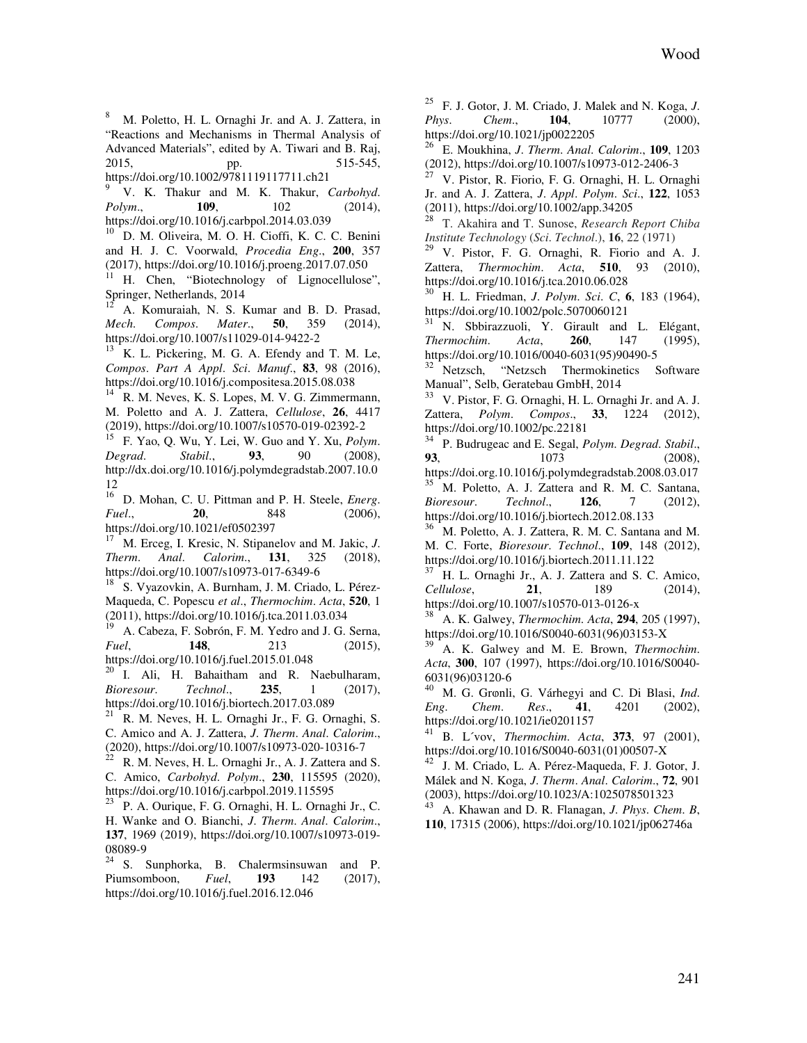[8] M. Poletto, H. L. Ornaghi Jr. and A. J. Zattera, in "Reactions and Mechanisms in Thermal Analysis of Advanced Materials", edited by A. Tiwari and B. Raj, 2015, pp. 515-545, https://doi.org/10.1002/9781119117711.ch21

[9] V. K. Thakur and M. K. Thakur, *Carbohyd. Polym.*, **109**, 102 (2014), https://doi.org/10.1016/j.carbpol.2014.03.039

[10] D. M. Oliveira, M. O. H. Cioffi, K. C. C. Benini and H. J. C. Voorwald, *Procedia Eng.*, **200**, 357 (2017), https://doi.org/10.1016/j.proeng.2017.07.050

[11] H. Chen, "Biotechnology of Lignocellulose", Springer, Netherlands, 2014

[12] A. Komuraiah, N. S. Kumar and B. D. Prasad, *Mech. Compos. Mater.*, **50**, 359 (2014), https://doi.org/10.1007/s11029-014-9422-2

[13] K. L. Pickering, M. G. A. Efendy and T. M. Le, *Compos. Part A Appl. Sci. Manuf.*, **83**, 98 (2016), https://doi.org/10.1016/j.compositesa.2015.08.038

[14] R. M. Neves, K. S. Lopes, M. V. G. Zimmermann, M. Poletto and A. J. Zattera, *Cellulose*, **26**, 4417 (2019), https://doi.org/10.1007/s10570-019-02392-2

[15] F. Yao, Q. Wu, Y. Lei, W. Guo and Y. Xu, *Polym. Degrad. Stabil.*, **93**, 90 (2008), http://dx.doi.org/10.1016/j.polymdegradstab.2007.10.012

[16] D. Mohan, C. U. Pittman and P. H. Steele, *Energ. Fuel.*, **20**, 848 (2006), https://doi.org/10.1021/ef0502397

[17] M. Erceg, I. Kresic, N. Stipanelov and M. Jakic, *J. Therm. Anal. Calorim.*, **131**, 325 (2018), https://doi.org/10.1007/s10973-017-6349-6

[18] S. Vyazovkin, A. Burnham, J. M. Criado, L. Pérez-Maqueda, C. Popescu *et al.*, *Thermochim. Acta*, **520**, 1 (2011), https://doi.org/10.1016/j.tca.2011.03.034

[19] A. Cabeza, F. Sobrón, F. M. Yedro and J. G. Serna, *Fuel*, **148**, 213 (2015), https://doi.org/10.1016/j.fuel.2015.01.048

[20] I. Ali, H. Bahaitham and R. Naebulharam, *Bioresour. Technol.*, **235**, 1 (2017), https://doi.org/10.1016/j.biortech.2017.03.089

[21] R. M. Neves, H. L. Ornaghi Jr., F. G. Ornaghi, S. C. Amico and A. J. Zattera, *J. Therm. Anal. Calorim.*, (2020), https://doi.org/10.1007/s10973-020-10316-7

[22] R. M. Neves, H. L. Ornaghi Jr., A. J. Zattera and S. C. Amico, *Carbohyd. Polym.*, **230**, 115595 (2020), https://doi.org/10.1016/j.carbpol.2019.115595

[23] P. A. Ourique, F. G. Ornaghi, H. L. Ornaghi Jr., C. H. Wanke and O. Bianchi, *J. Therm. Anal. Calorim.*, **137**, 1969 (2019), https://doi.org/10.1007/s10973-019-08089-9

[24] S. Sunphorka, B. Chalermsinsuwan and P. Piumsomboon, *Fuel*, **193** 142 (2017), https://doi.org/10.1016/j.fuel.2016.12.046

[25] F. J. Gotor, J. M. Criado, J. Malek and N. Koga, *J. Phys. Chem.*, **104**, 10777 (2000), https://doi.org/10.1021/jp0022205

[26] E. Moukhina, *J. Therm. Anal. Calorim.*, **109**, 1203 (2012), https://doi.org/10.1007/s10973-012-2406-3

[27] V. Pistor, R. Fiorio, F. G. Ornaghi, H. L. Ornaghi Jr. and A. J. Zattera, *J. Appl. Polym. Sci.*, **122**, 1053 (2011), https://doi.org/10.1002/app.34205

[28] T. Akahira and T. Sunose, *Research Report Chiba Institute Technology* (*Sci. Technol.*), **16**, 22 (1971)

[29] V. Pistor, F. G. Ornaghi, R. Fiorio and A. J. Zattera, *Thermochim. Acta*, **510**, 93 (2010), https://doi.org/10.1016/j.tca.2010.06.028

[30] H. L. Friedman, *J. Polym. Sci. C*, **6**, 183 (1964), https://doi.org/10.1002/polc.5070060121

[31] N. Sbbirazzuoli, Y. Girault and L. Elégant, *Thermochim. Acta*, **260**, 147 (1995), https://doi.org/10.1016/0040-6031(95)90490-5

[32] Netzsch, "Netzsch Thermokinetics Software Manual", Selb, Geratebau GmbH, 2014

[33] V. Pistor, F. G. Ornaghi, H. L. Ornaghi Jr. and A. J. Zattera, *Polym. Compos.*, **33**, 1224 (2012), https://doi.org/10.1002/pc.22181

[34] P. Budrugeac and E. Segal, *Polym. Degrad. Stabil.*, **93**, 1073 (2008), https://doi.org.10.1016/j.polymdegradstab.2008.03.017

[35] M. Poletto, A. J. Zattera and R. M. C. Santana, *Bioresour. Technol.*, **126**, 7 (2012), https://doi.org/10.1016/j.biortech.2012.08.133

[36] M. Poletto, A. J. Zattera, R. M. C. Santana and M. M. C. Forte, *Bioresour. Technol.*, **109**, 148 (2012), https://doi.org/10.1016/j.biortech.2011.11.122

[37] H. L. Ornaghi Jr., A. J. Zattera and S. C. Amico, *Cellulose*, **21**, 189 (2014), https://doi.org/10.1007/s10570-013-0126-x

[38] A. K. Galwey, *Thermochim. Acta*, **294**, 205 (1997), https://doi.org/10.1016/S0040-6031(96)03153-X

[39] A. K. Galwey and M. E. Brown, *Thermochim. Acta*, **300**, 107 (1997), https://doi.org/10.1016/S0040-6031(96)03120-6

[40] M. G. Grønli, G. Várhegyi and C. Di Blasi, *Ind. Eng. Chem. Res.*, **41**, 4201 (2002), https://doi.org/10.1021/ie0201157

[41] B. L´vov, *Thermochim. Acta*, **373**, 97 (2001), https://doi.org/10.1016/S0040-6031(01)00507-X

[42] J. M. Criado, L. A. Pérez-Maqueda, F. J. Gotor, J. Málek and N. Koga, *J. Therm. Anal. Calorim.*, **72**, 901 (2003), https://doi.org/10.1023/A:1025078501323

[43] A. Khawan and D. R. Flanagan, *J. Phys. Chem. B*, **110**, 17315 (2006), https://doi.org/10.1021/jp062746a